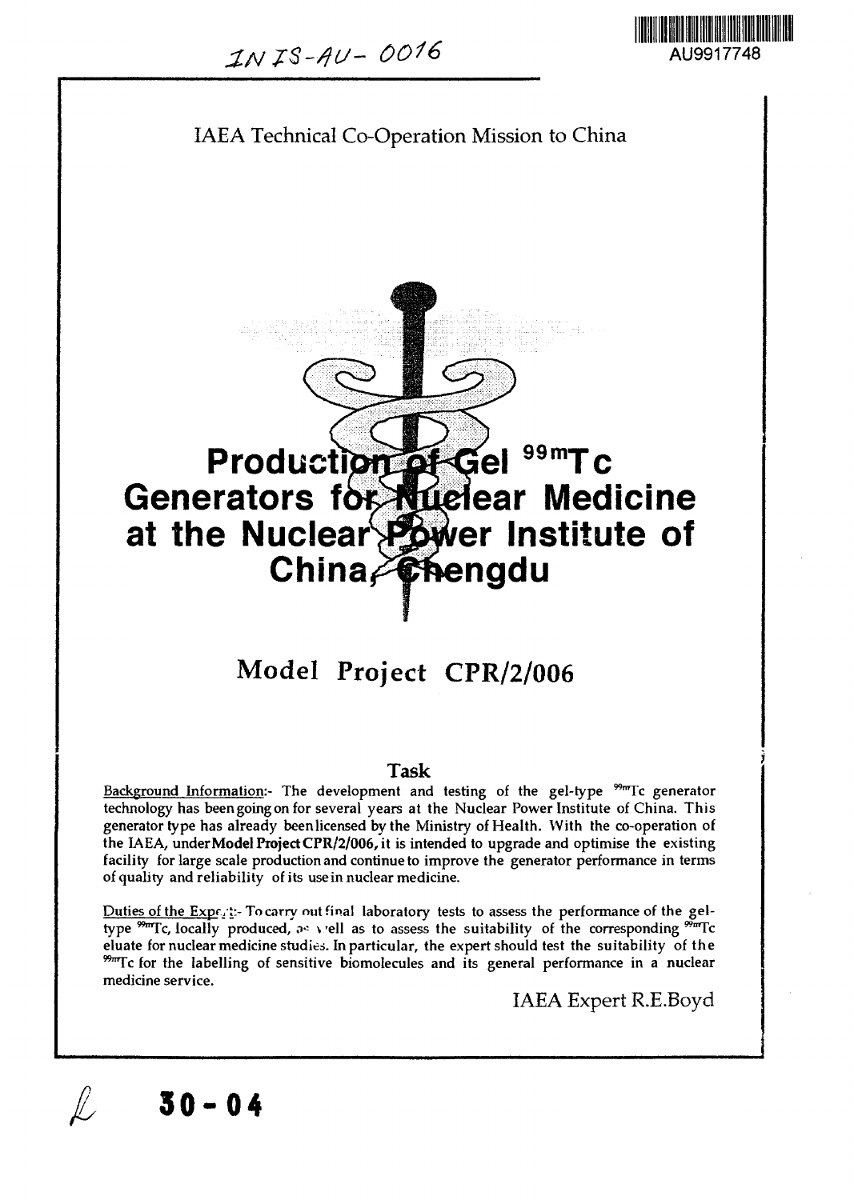INIS-AU-0016

AU9917748

IAEA Technical Co-Operation Mission to China

# Production of Gel $^{99m}$Tc Generators for Nuclear Medicine at the Nuclear Power Institute of China, Chengdu

## Model Project CPR/2/006

### Task

Background Information:- The development and testing of the gel-type $^{99m}$Tc generator technology has been going on for several years at the Nuclear Power Institute of China. This generator type has already been licensed by the Ministry of Health. With the co-operation of the IAEA, under **Model Project CPR/2/006**, it is intended to upgrade and optimise the existing facility for large scale production and continue to improve the generator performance in terms of quality and reliability of its use in nuclear medicine.

Duties of the Expert:- To carry out final laboratory tests to assess the performance of the gel-type $^{99m}$Tc, locally produced, as well as to assess the suitability of the corresponding $^{99m}$Tc eluate for nuclear medicine studies. In particular, the expert should test the suitability of the $^{99m}$Tc for the labelling of sensitive biomolecules and its general performance in a nuclear medicine service.

IAEA Expert R.E.Boyd

30-04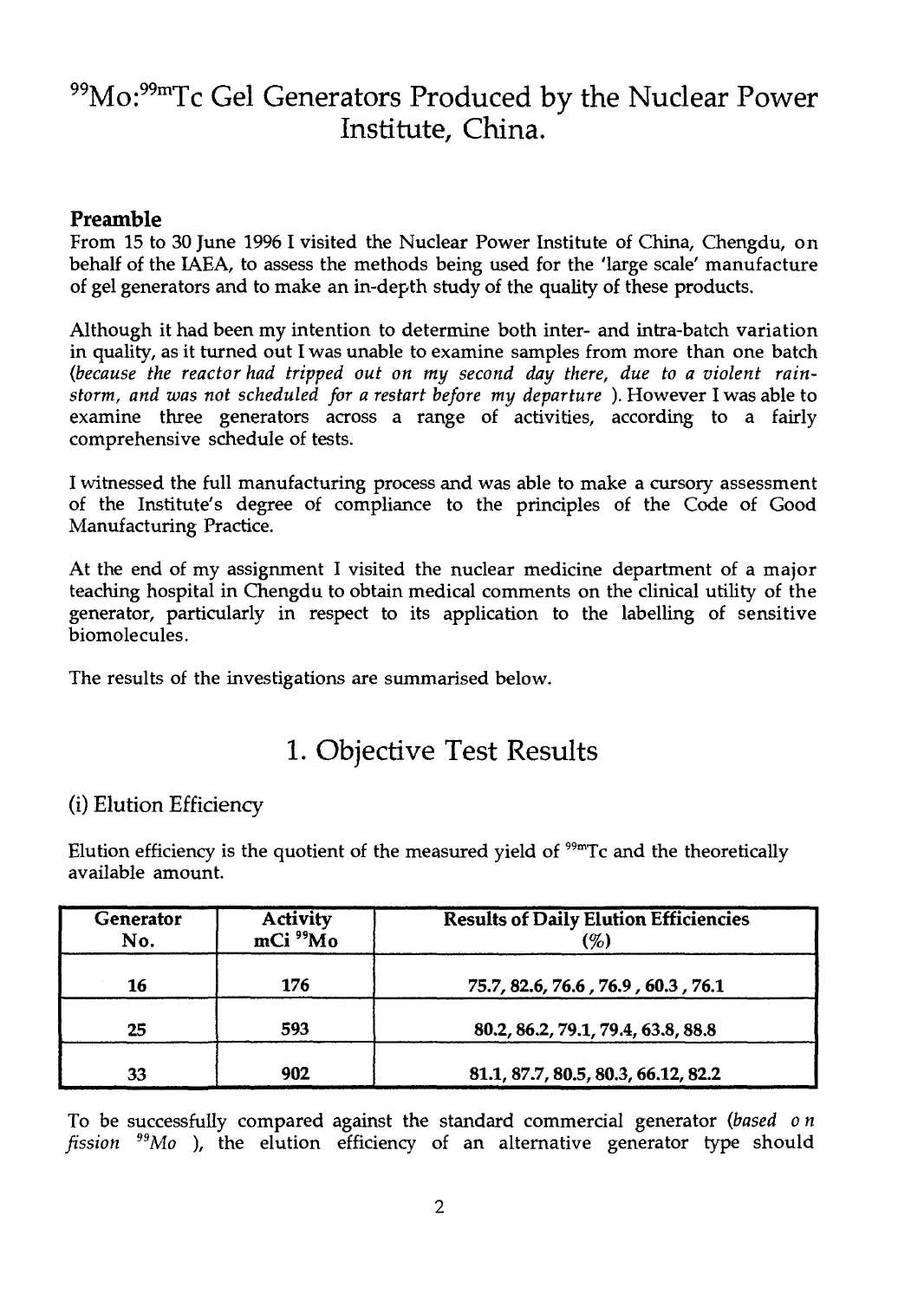# $^{99}$Mo:$^{99m}$Tc Gel Generators Produced by the Nuclear Power Institute, China.

## Preamble

From 15 to 30 June 1996 I visited the Nuclear Power Institute of China, Chengdu, on behalf of the IAEA, to assess the methods being used for the 'large scale' manufacture of gel generators and to make an in-depth study of the quality of these products.

Although it had been my intention to determine both inter- and intra-batch variation in quality, as it turned out I was unable to examine samples from more than one batch *(because the reactor had tripped out on my second day there, due to a violent rain-storm, and was not scheduled for a restart before my departure* ). However I was able to examine three generators across a range of activities, according to a fairly comprehensive schedule of tests.

I witnessed the full manufacturing process and was able to make a cursory assessment of the Institute's degree of compliance to the principles of the Code of Good Manufacturing Practice.

At the end of my assignment I visited the nuclear medicine department of a major teaching hospital in Chengdu to obtain medical comments on the clinical utility of the generator, particularly in respect to its application to the labelling of sensitive biomolecules.

The results of the investigations are summarised below.

# 1. Objective Test Results

### (i) Elution Efficiency

Elution efficiency is the quotient of the measured yield of $^{99m}$Tc and the theoretically available amount.

| Generator No. | Activity mCi $^{99}$Mo | Results of Daily Elution Efficiencies (%) |
|---|---|---|
| 16 | 176 | 75.7, 82.6, 76.6 , 76.9 , 60.3 , 76.1 |
| 25 | 593 | 80.2, 86.2, 79.1, 79.4, 63.8, 88.8 |
| 33 | 902 | 81.1, 87.7, 80.5, 80.3, 66.12, 82.2 |

To be successfully compared against the standard commercial generator *(based on fission $^{99}$Mo* ), the elution efficiency of an alternative generator type should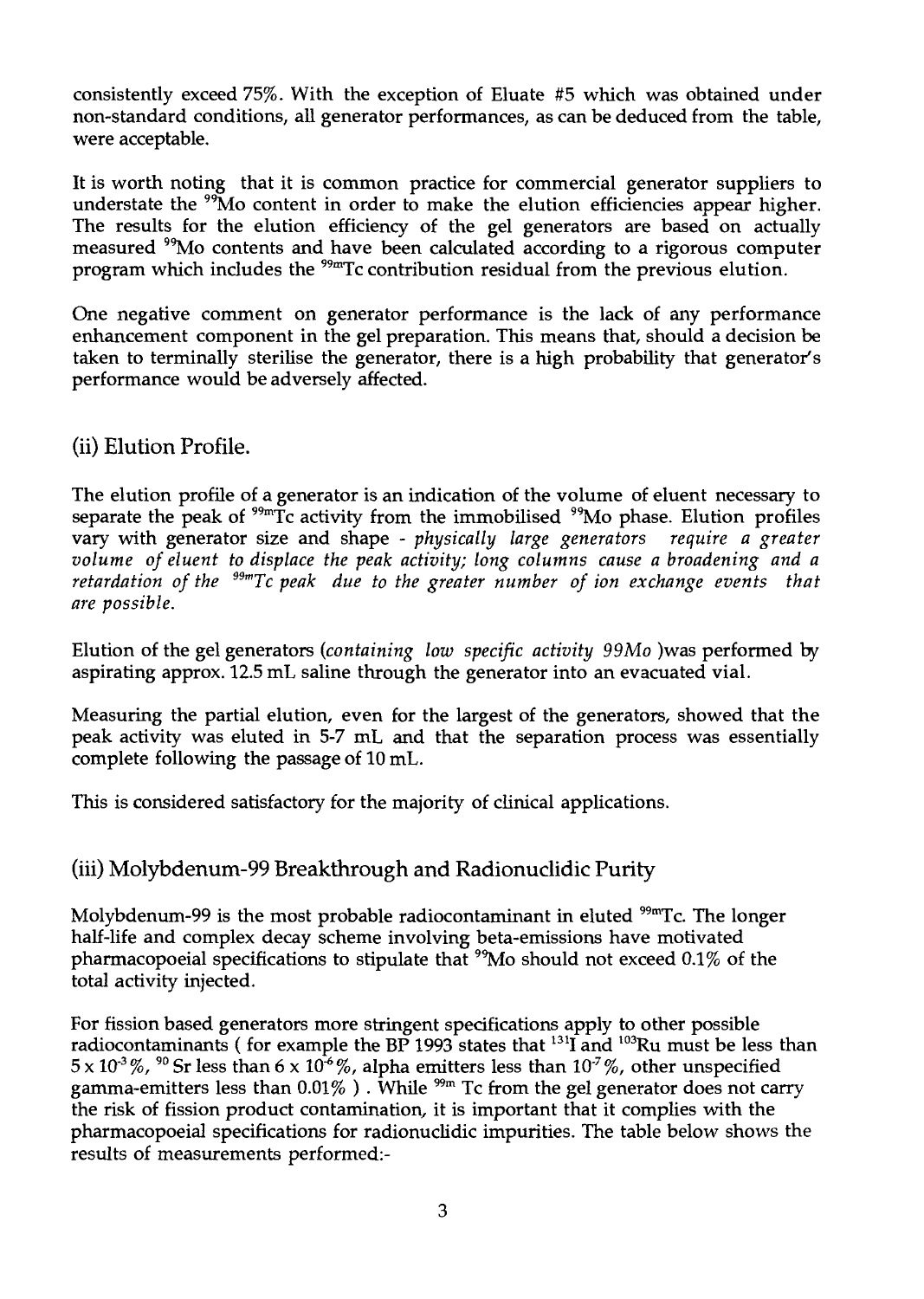consistently exceed 75%. With the exception of Eluate #5 which was obtained under non-standard conditions, all generator performances, as can be deduced from the table, were acceptable.

It is worth noting that it is common practice for commercial generator suppliers to understate the $^{99}$Mo content in order to make the elution efficiencies appear higher. The results for the elution efficiency of the gel generators are based on actually measured $^{99}$Mo contents and have been calculated according to a rigorous computer program which includes the $^{99m}$Tc contribution residual from the previous elution.

One negative comment on generator performance is the lack of any performance enhancement component in the gel preparation. This means that, should a decision be taken to terminally sterilise the generator, there is a high probability that generator's performance would be adversely affected.

## (ii) Elution Profile.

The elution profile of a generator is an indication of the volume of eluent necessary to separate the peak of $^{99m}$Tc activity from the immobilised $^{99}$Mo phase. Elution profiles vary with generator size and shape - *physically large generators require a greater volume of eluent to displace the peak activity; long columns cause a broadening and a retardation of the $^{99m}$Tc peak due to the greater number of ion exchange events that are possible.*

Elution of the gel generators (*containing low specific activity 99Mo* )was performed by aspirating approx. 12.5 mL saline through the generator into an evacuated vial.

Measuring the partial elution, even for the largest of the generators, showed that the peak activity was eluted in 5-7 mL and that the separation process was essentially complete following the passage of 10 mL.

This is considered satisfactory for the majority of clinical applications.

## (iii) Molybdenum-99 Breakthrough and Radionuclidic Purity

Molybdenum-99 is the most probable radiocontaminant in eluted $^{99m}$Tc. The longer half-life and complex decay scheme involving beta-emissions have motivated pharmacopoeial specifications to stipulate that $^{99}$Mo should not exceed 0.1% of the total activity injected.

For fission based generators more stringent specifications apply to other possible radiocontaminants ( for example the BP 1993 states that $^{131}$I and $^{103}$Ru must be less than $5 \times 10^{-3}$ %, $^{90}$ Sr less than $6 \times 10^{-6}$ %, alpha emitters less than $10^{-7}$ %, other unspecified gamma-emitters less than 0.01% ) . While $^{99m}$ Tc from the gel generator does not carry the risk of fission product contamination, it is important that it complies with the pharmacopoeial specifications for radionuclidic impurities. The table below shows the results of measurements performed:-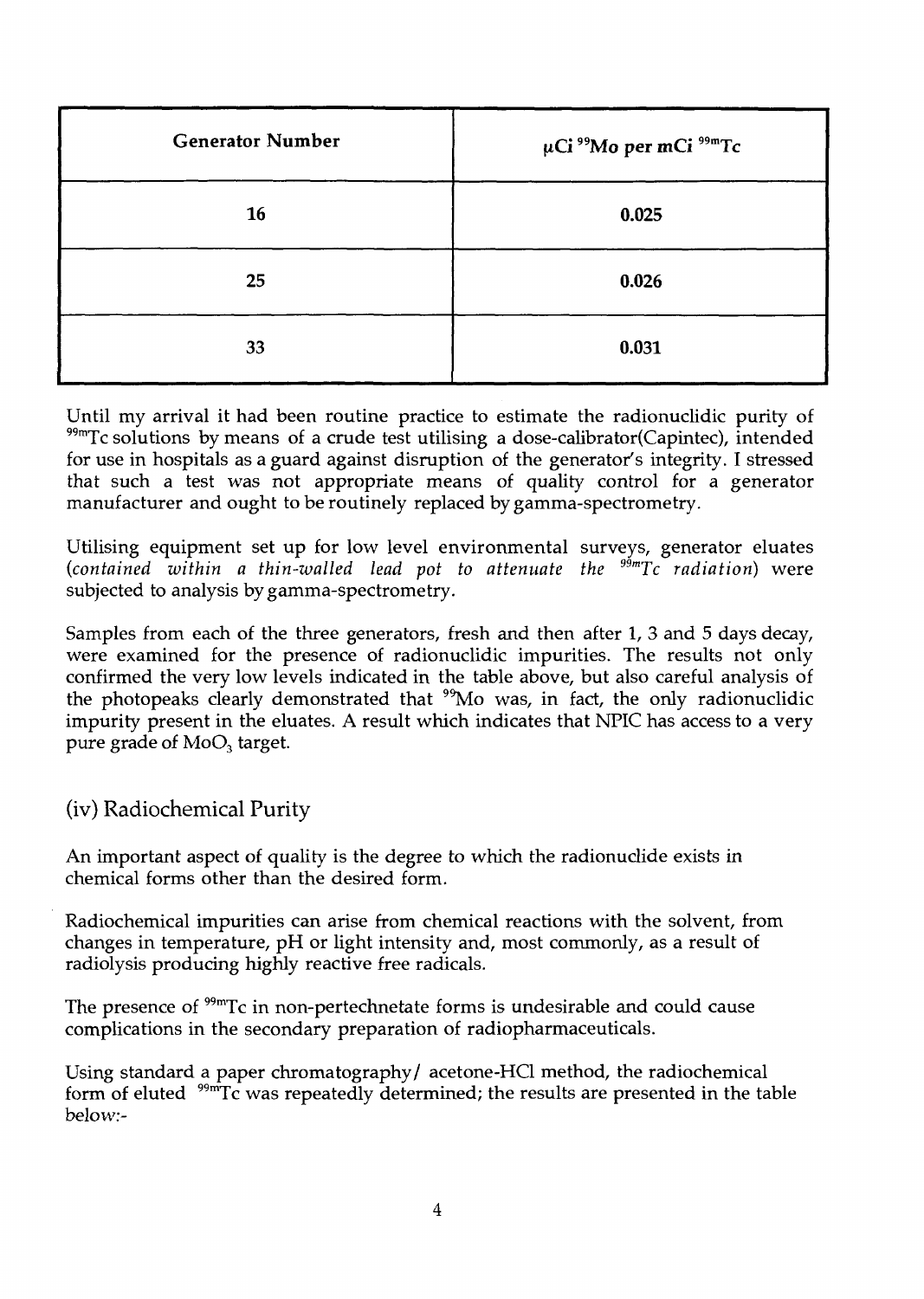| Generator Number | µCi $^{99}$Mo per mCi $^{99m}$Tc |
|---|---|
| 16 | 0.025 |
| 25 | 0.026 |
| 33 | 0.031 |

Until my arrival it had been routine practice to estimate the radionuclidic purity of $^{99m}$Tc solutions by means of a crude test utilising a dose-calibrator(Capintec), intended for use in hospitals as a guard against disruption of the generator's integrity. I stressed that such a test was not appropriate means of quality control for a generator manufacturer and ought to be routinely replaced by gamma-spectrometry.

Utilising equipment set up for low level environmental surveys, generator eluates (*contained within a thin-walled lead pot to attenuate the $^{99m}$Tc radiation*) were subjected to analysis by gamma-spectrometry.

Samples from each of the three generators, fresh and then after 1, 3 and 5 days decay, were examined for the presence of radionuclidic impurities. The results not only confirmed the very low levels indicated in the table above, but also careful analysis of the photopeaks clearly demonstrated that $^{99}$Mo was, in fact, the only radionuclidic impurity present in the eluates. A result which indicates that NPIC has access to a very pure grade of $MoO_3$ target.

## (iv) Radiochemical Purity

An important aspect of quality is the degree to which the radionuclide exists in chemical forms other than the desired form.

Radiochemical impurities can arise from chemical reactions with the solvent, from changes in temperature, pH or light intensity and, most commonly, as a result of radiolysis producing highly reactive free radicals.

The presence of $^{99m}$Tc in non-pertechnetate forms is undesirable and could cause complications in the secondary preparation of radiopharmaceuticals.

Using standard a paper chromatography/ acetone-HCl method, the radiochemical form of eluted $^{99m}$Tc was repeatedly determined; the results are presented in the table below:-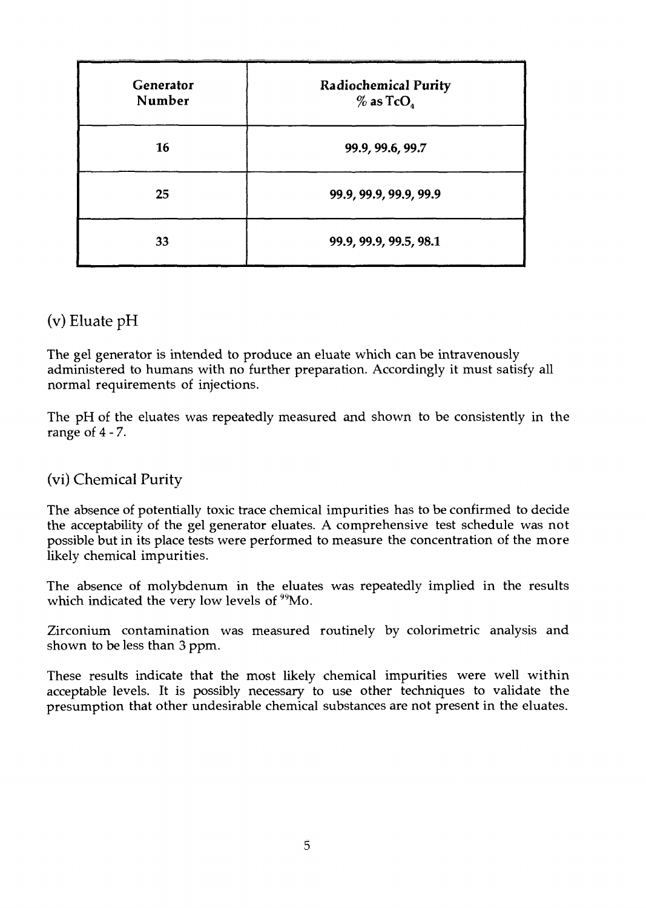| Generator Number | Radiochemical Purity % as $TcO_4$ |
|---|---|
| 16 | 99.9, 99.6, 99.7 |
| 25 | 99.9, 99.9, 99.9, 99.9 |
| 33 | 99.9, 99.9, 99.5, 98.1 |

## (v) Eluate pH

The gel generator is intended to produce an eluate which can be intravenously administered to humans with no further preparation. Accordingly it must satisfy all normal requirements of injections.

The pH of the eluates was repeatedly measured and shown to be consistently in the range of 4 - 7.

## (vi) Chemical Purity

The absence of potentially toxic trace chemical impurities has to be confirmed to decide the acceptability of the gel generator eluates. A comprehensive test schedule was not possible but in its place tests were performed to measure the concentration of the more likely chemical impurities.

The absence of molybdenum in the eluates was repeatedly implied in the results which indicated the very low levels of $^{99}Mo$.

Zirconium contamination was measured routinely by colorimetric analysis and shown to be less than 3 ppm.

These results indicate that the most likely chemical impurities were well within acceptable levels. It is possibly necessary to use other techniques to validate the presumption that other undesirable chemical substances are not present in the eluates.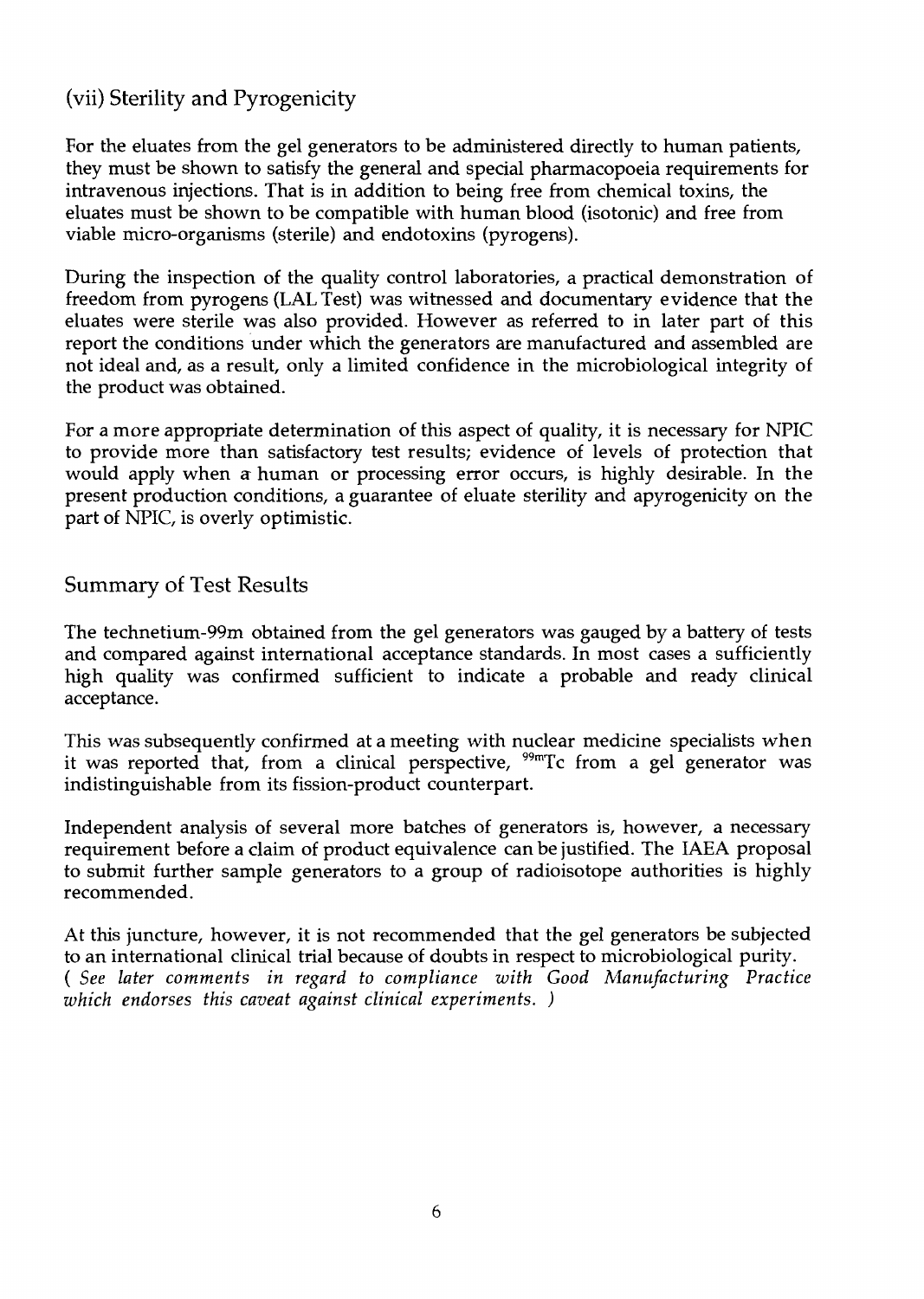### (vii) Sterility and Pyrogenicity

For the eluates from the gel generators to be administered directly to human patients, they must be shown to satisfy the general and special pharmacopoeia requirements for intravenous injections. That is in addition to being free from chemical toxins, the eluates must be shown to be compatible with human blood (isotonic) and free from viable micro-organisms (sterile) and endotoxins (pyrogens).

During the inspection of the quality control laboratories, a practical demonstration of freedom from pyrogens (LAL Test) was witnessed and documentary evidence that the eluates were sterile was also provided. However as referred to in later part of this report the conditions under which the generators are manufactured and assembled are not ideal and, as a result, only a limited confidence in the microbiological integrity of the product was obtained.

For a more appropriate determination of this aspect of quality, it is necessary for NPIC to provide more than satisfactory test results; evidence of levels of protection that would apply when a human or processing error occurs, is highly desirable. In the present production conditions, a guarantee of eluate sterility and apyrogenicity on the part of NPIC, is overly optimistic.

## Summary of Test Results

The technetium-99m obtained from the gel generators was gauged by a battery of tests and compared against international acceptance standards. In most cases a sufficiently high quality was confirmed sufficient to indicate a probable and ready clinical acceptance.

This was subsequently confirmed at a meeting with nuclear medicine specialists when it was reported that, from a clinical perspective, $^{99m}$Tc from a gel generator was indistinguishable from its fission-product counterpart.

Independent analysis of several more batches of generators is, however, a necessary requirement before a claim of product equivalence can be justified. The IAEA proposal to submit further sample generators to a group of radioisotope authorities is highly recommended.

At this juncture, however, it is not recommended that the gel generators be subjected to an international clinical trial because of doubts in respect to microbiological purity. *( See later comments in regard to compliance with Good Manufacturing Practice which endorses this caveat against clinical experiments. )*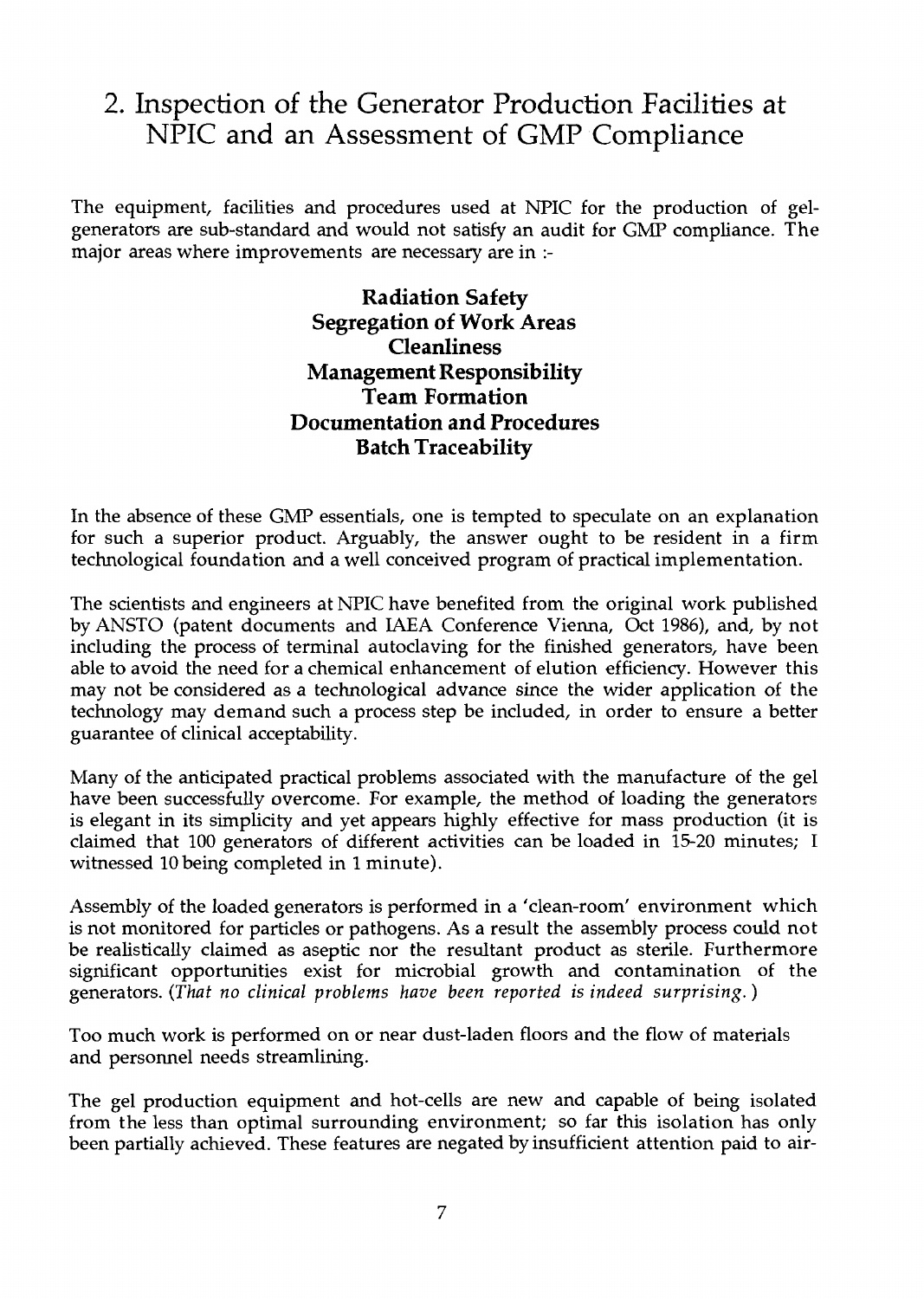## 2. Inspection of the Generator Production Facilities at NPIC and an Assessment of GMP Compliance

The equipment, facilities and procedures used at NPIC for the production of gel-generators are sub-standard and would not satisfy an audit for GMP compliance. The major areas where improvements are necessary are in :-

**Radiation Safety**
**Segregation of Work Areas**
**Cleanliness**
**Management Responsibility**
**Team Formation**
**Documentation and Procedures**
**Batch Traceability**

In the absence of these GMP essentials, one is tempted to speculate on an explanation for such a superior product. Arguably, the answer ought to be resident in a firm technological foundation and a well conceived program of practical implementation.

The scientists and engineers at NPIC have benefited from the original work published by ANSTO (patent documents and IAEA Conference Vienna, Oct 1986), and, by not including the process of terminal autoclaving for the finished generators, have been able to avoid the need for a chemical enhancement of elution efficiency. However this may not be considered as a technological advance since the wider application of the technology may demand such a process step be included, in order to ensure a better guarantee of clinical acceptability.

Many of the anticipated practical problems associated with the manufacture of the gel have been successfully overcome. For example, the method of loading the generators is elegant in its simplicity and yet appears highly effective for mass production (it is claimed that 100 generators of different activities can be loaded in 15-20 minutes; I witnessed 10 being completed in 1 minute).

Assembly of the loaded generators is performed in a 'clean-room' environment which is not monitored for particles or pathogens. As a result the assembly process could not be realistically claimed as aseptic nor the resultant product as sterile. Furthermore significant opportunities exist for microbial growth and contamination of the generators. (*That no clinical problems have been reported is indeed surprising.*)

Too much work is performed on or near dust-laden floors and the flow of materials and personnel needs streamlining.

The gel production equipment and hot-cells are new and capable of being isolated from the less than optimal surrounding environment; so far this isolation has only been partially achieved. These features are negated by insufficient attention paid to air-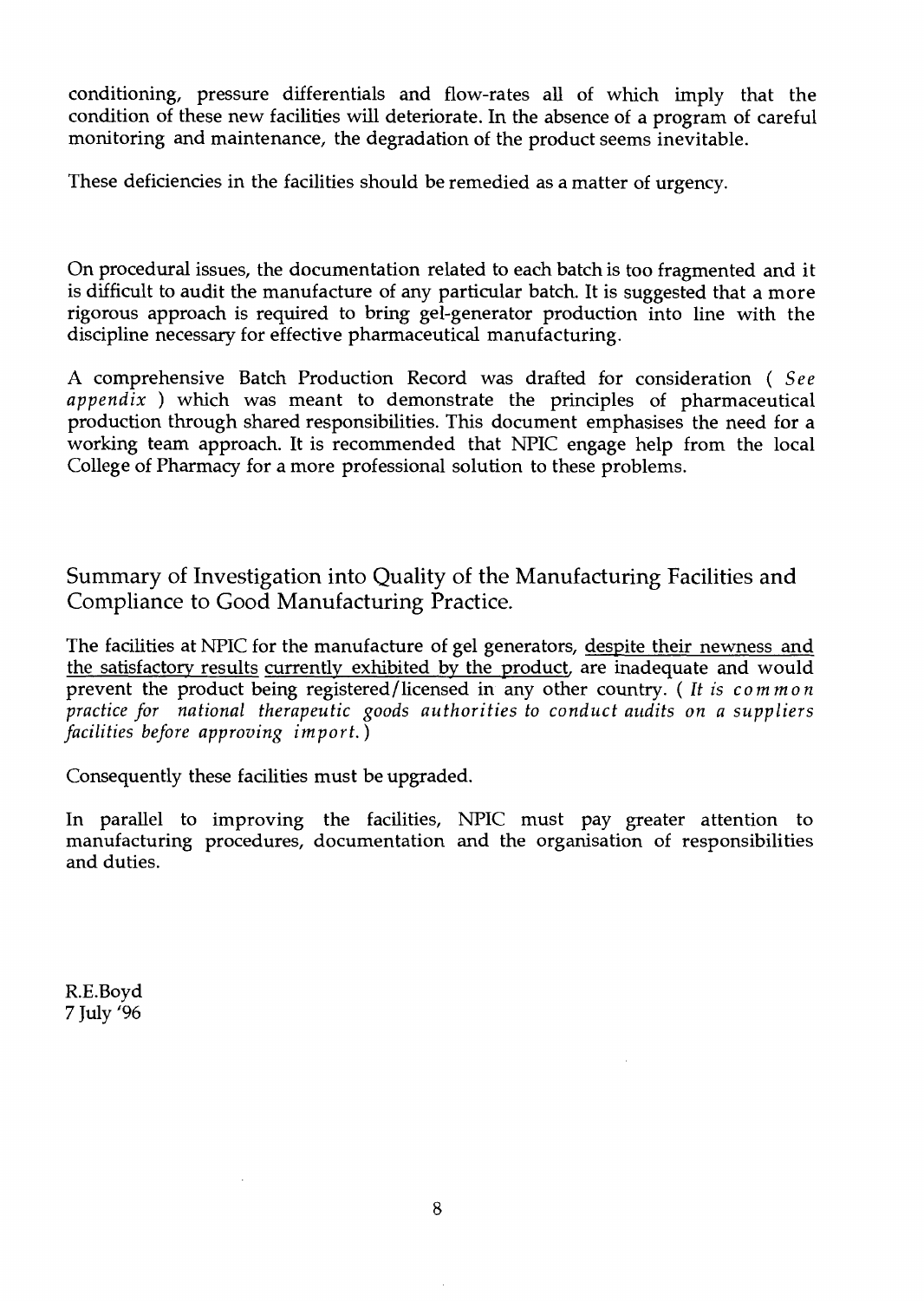conditioning, pressure differentials and flow-rates all of which imply that the condition of these new facilities will deteriorate. In the absence of a program of careful monitoring and maintenance, the degradation of the product seems inevitable.

These deficiencies in the facilities should be remedied as a matter of urgency.

On procedural issues, the documentation related to each batch is too fragmented and it is difficult to audit the manufacture of any particular batch. It is suggested that a more rigorous approach is required to bring gel-generator production into line with the discipline necessary for effective pharmaceutical manufacturing.

A comprehensive Batch Production Record was drafted for consideration ( *See appendix* ) which was meant to demonstrate the principles of pharmaceutical production through shared responsibilities. This document emphasises the need for a working team approach. It is recommended that NPIC engage help from the local College of Pharmacy for a more professional solution to these problems.

## Summary of Investigation into Quality of the Manufacturing Facilities and Compliance to Good Manufacturing Practice.

The facilities at NPIC for the manufacture of gel generators, <u>despite their newness and the satisfactory results</u> <u>currently exhibited by the product</u>, are inadequate and would prevent the product being registered/licensed in any other country. ( *It is common practice for national therapeutic goods authorities to conduct audits on a suppliers facilities before approving import.* )

Consequently these facilities must be upgraded.

In parallel to improving the facilities, NPIC must pay greater attention to manufacturing procedures, documentation and the organisation of responsibilities and duties.

R.E.Boyd
7 July '96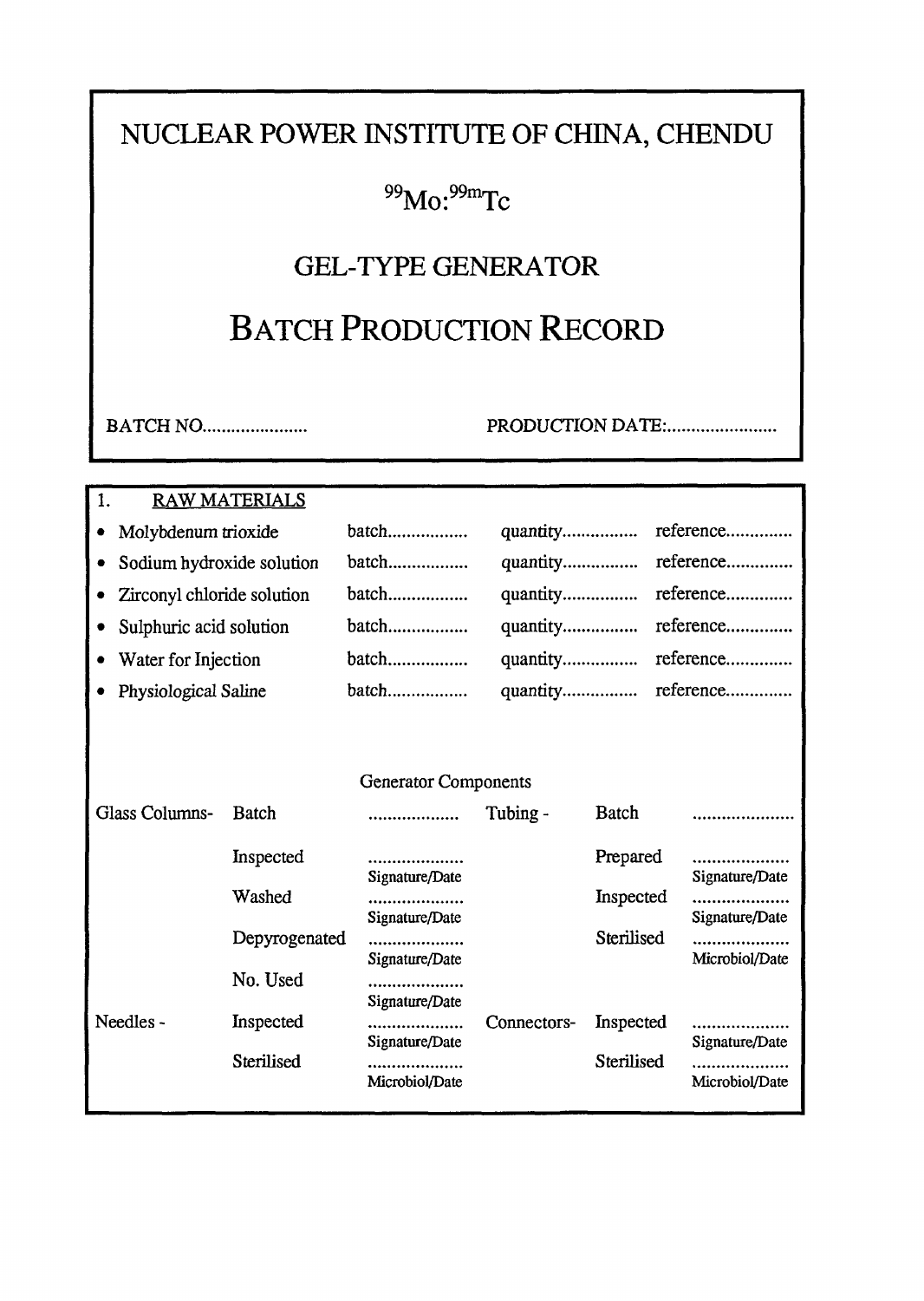# NUCLEAR POWER INSTITUTE OF CHINA, CHENDU

## $^{99}Mo$:$^{99m}Tc$

## GEL-TYPE GENERATOR

# BATCH PRODUCTION RECORD

BATCH NO......................  PRODUCTION DATE:........................

1. RAW MATERIALS

| | | | |
|---|---|---|---|
| • Molybdenum trioxide | batch................. | quantity................ | reference.............. |
| • Sodium hydroxide solution | batch................. | quantity................ | reference.............. |
| • Zirconyl chloride solution | batch................. | quantity................ | reference.............. |
| • Sulphuric acid solution | batch................. | quantity................ | reference.............. |
| • Water for Injection | batch................. | quantity................ | reference.............. |
| • Physiological Saline | batch................. | quantity................ | reference.............. |

Generator Components

| | | | | | |
|---|---|---|---|---|---|
| Glass Columns- | Batch | ................... | Tubing - | Batch | ..................... |
| | Inspected | .................... Signature/Date | | Prepared | .................... Signature/Date |
| | Washed | .................... Signature/Date | | Inspected | .................... Signature/Date |
| | Depyrogenated | .................... Signature/Date | | Sterilised | .................... Microbiol/Date |
| | No. Used | .................... Signature/Date | | | |
| Needles - | Inspected | .................... Signature/Date | Connectors- | Inspected | .................... Signature/Date |
| | Sterilised | .................... Microbiol/Date | | Sterilised | .................... Microbiol/Date |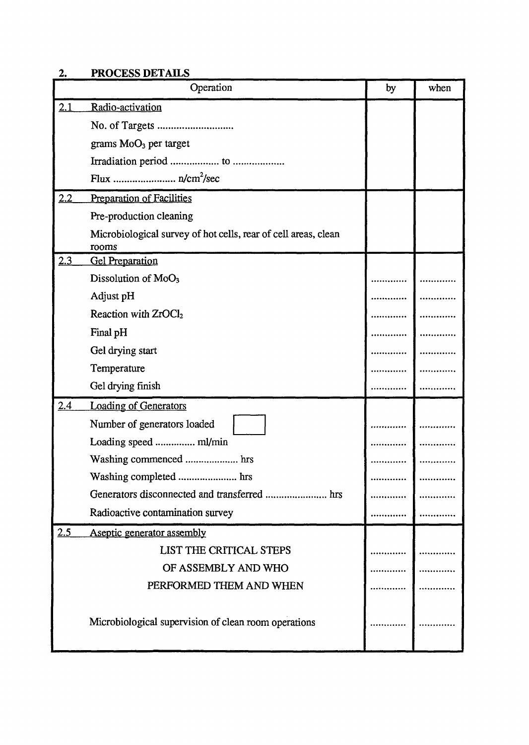## 2. PROCESS DETAILS

| Operation | by | when |
|---|---|---|
| **2.1 Radio-activation** | | |
| No. of Targets ............................ | | |
| grams $MoO_3$ per target | | |
| Irradiation period .................. to ................... | | |
| Flux ....................... n/cm$^2$/sec | | |
| **2.2 Preparation of Facilities** | | |
| Pre-production cleaning | | |
| Microbiological survey of hot cells, rear of cell areas, clean rooms | | |
| **2.3 Gel Preparation** | | |
| Dissolution of $MoO_3$ | ............. | ............. |
| Adjust pH | ............. | ............. |
| Reaction with $ZrOCl_2$ | ............. | ............. |
| Final pH | ............. | ............. |
| Gel drying start | ............. | ............. |
| Temperature | ............. | ............. |
| Gel drying finish | ............. | ............. |
| **2.4 Loading of Generators** | | |
| Number of generators loaded [ ] | ............. | ............. |
| Loading speed ............... ml/min | ............. | ............. |
| Washing commenced .................... hrs | ............. | ............. |
| Washing completed ...................... hrs | ............. | ............. |
| Generators disconnected and transferred ....................... hrs | ............. | ............. |
| Radioactive contamination survey | ............. | ............. |
| **2.5 Aseptic generator assembly** | | |
| LIST THE CRITICAL STEPS | ............. | ............. |
| OF ASSEMBLY AND WHO | ............. | ............. |
| PERFORMED THEM AND WHEN | ............. | ............. |
| Microbiological supervision of clean room operations | ............. | ............. |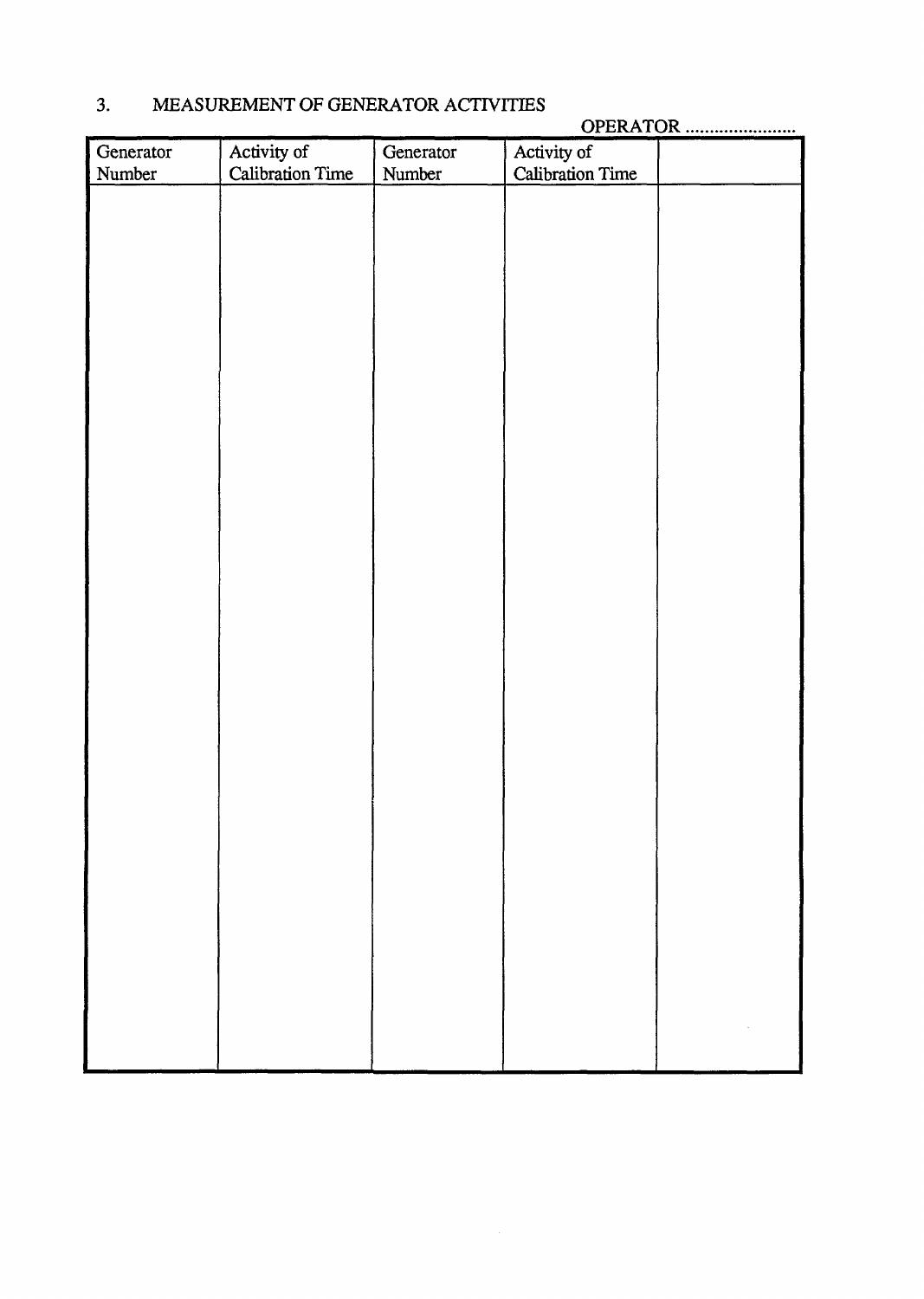## 3. MEASUREMENT OF GENERATOR ACTIVITIES

OPERATOR .......................

| Generator Number | Activity of Calibration Time | Generator Number | Activity of Calibration Time | |
|---|---|---|---|---|
| | | | | |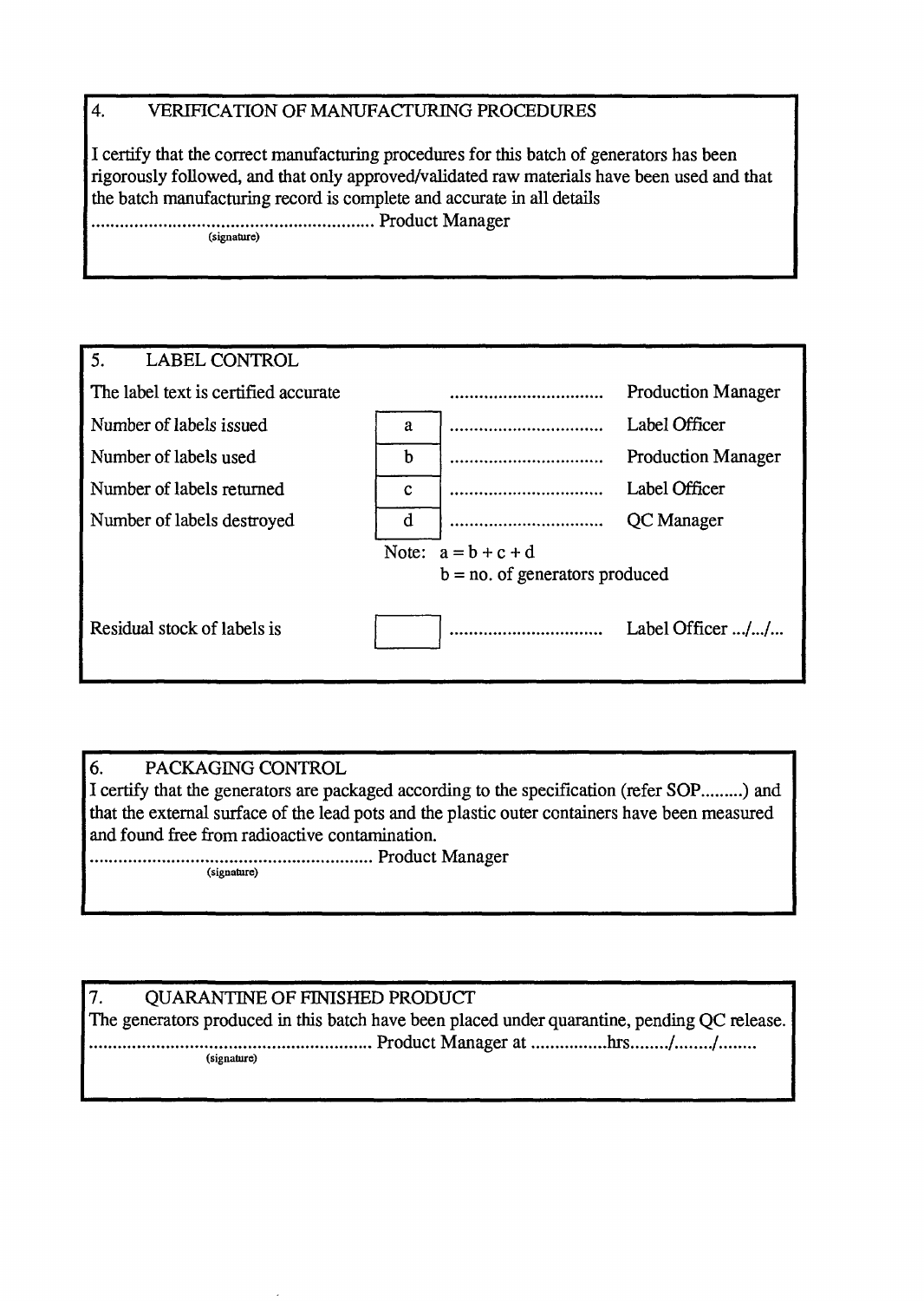## 4. VERIFICATION OF MANUFACTURING PROCEDURES

I certify that the correct manufacturing procedures for this batch of generators has been rigorously followed, and that only approved/validated raw materials have been used and that the batch manufacturing record is complete and accurate in all details

............................................................ Product Manager
(signature)

## 5. LABEL CONTROL

| | | | |
|---|---|---|---|
| The label text is certified accurate | | ................................ | Production Manager |
| Number of labels issued | a | ................................ | Label Officer |
| Number of labels used | b | ................................ | Production Manager |
| Number of labels returned | c | ................................ | Label Officer |
| Number of labels destroyed | d | ................................ | QC Manager |

Note: $a = b + c + d$
$b$ = no. of generators produced

| | | | |
|---|---|---|---|
| Residual stock of labels is | | ................................ | Label Officer .../.../... |

## 6. PACKAGING CONTROL

I certify that the generators are packaged according to the specification (refer SOP.........) and that the external surface of the lead pots and the plastic outer containers have been measured and found free from radioactive contamination.

............................................................ Product Manager
(signature)

## 7. QUARANTINE OF FINISHED PRODUCT

The generators produced in this batch have been placed under quarantine, pending QC release.

............................................................ Product Manager at ................hrs......../......../........
(signature)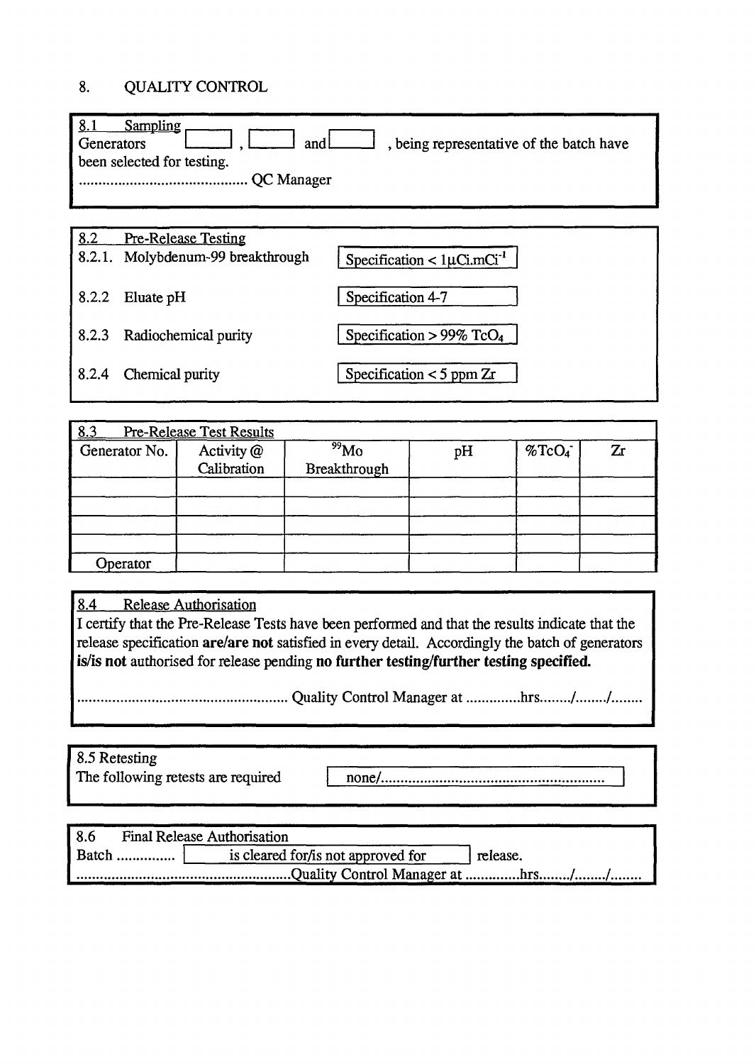## 8. QUALITY CONTROL

**8.1 Sampling**

Generators [ ] , [ ] and [ ] , being representative of the batch have been selected for testing.

........................................... QC Manager

**8.2 Pre-Release Testing**

| | |
|---|---|
| 8.2.1. Molybdenum-99 breakthrough | Specification < $1\mu Ci.mCi^{-1}$ |
| 8.2.2 Eluate pH | Specification 4-7 |
| 8.2.3 Radiochemical purity | Specification > 99% $TcO_4$ |
| 8.2.4 Chemical purity | Specification < 5 ppm Zr |

**8.3 Pre-Release Test Results**

| Generator No. | Activity @ Calibration | $^{99}Mo$ Breakthrough | pH | $\%TcO_4^-$ | Zr |
|---|---|---|---|---|---|
| | | | | | |
| | | | | | |
| | | | | | |
| | | | | | |
| Operator | | | | | |

**8.4 Release Authorisation**

I certify that the Pre-Release Tests have been performed and that the results indicate that the release specification **are/are not** satisfied in every detail. Accordingly the batch of generators **is/is not** authorised for release pending **no further testing/further testing specified.**

..................................................... Quality Control Manager at ..............hrs......../......../........

**8.5 Retesting**

The following retests are required [ none/........................................................ ]

**8.6 Final Release Authorisation**

Batch ............... [ is cleared for/is not approved for ] release.

......................................................Quality Control Manager at ..............hrs......../......../........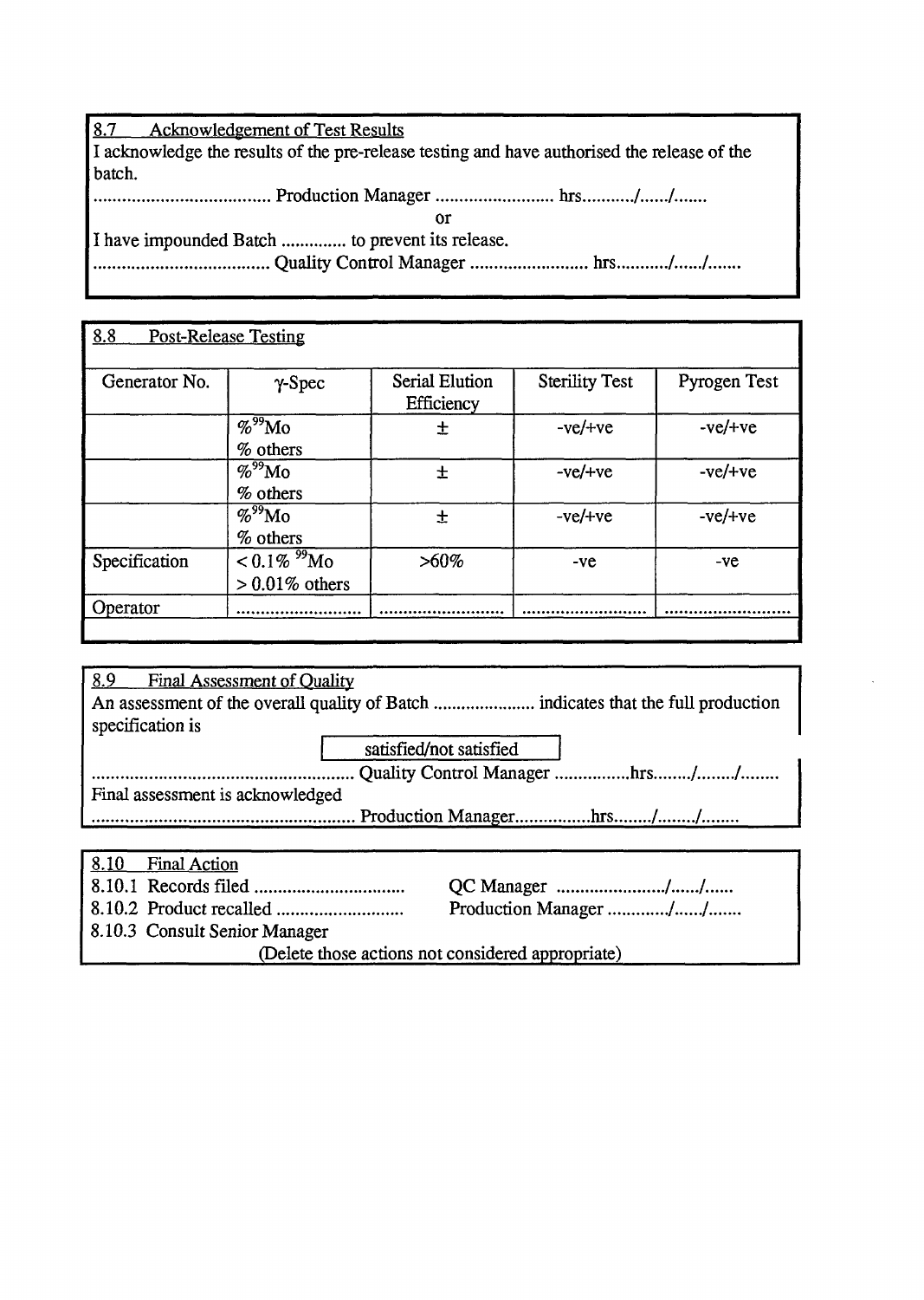### 8.7 Acknowledgement of Test Results

I acknowledge the results of the pre-release testing and have authorised the release of the batch.

..................................... Production Manager ......................... hrs........../....../.......

or

I have impounded Batch ............. to prevent its release.

..................................... Quality Control Manager ......................... hrs........../....../.......

### 8.8 Post-Release Testing

| Generator No. | γ-Spec | Serial Elution Efficiency | Sterility Test | Pyrogen Test |
|---|---|---|---|---|
| | $\%^{99}$Mo<br>% others | ± | -ve/+ve | -ve/+ve |
| | $\%^{99}$Mo<br>% others | ± | -ve/+ve | -ve/+ve |
| | $\%^{99}$Mo<br>% others | ± | -ve/+ve | -ve/+ve |
| Specification | $< 0.1\%$ $^{99}$Mo<br>$> 0.01\%$ others | >60% | -ve | -ve |
| Operator | .......................... | .......................... | .......................... | .......................... |

### 8.9 Final Assessment of Quality

An assessment of the overall quality of Batch ...................... indicates that the full production specification is

satisfied/not satisfied

....................................................... Quality Control Manager ................hrs......../......../........

Final assessment is acknowledged

....................................................... Production Manager................hrs......../......../........

### 8.10 Final Action

8.10.1 Records filed ................................ QC Manager ......................./....../......

8.10.2 Product recalled ........................... Production Manager ............/....../.......

8.10.3 Consult Senior Manager

(Delete those actions not considered appropriate)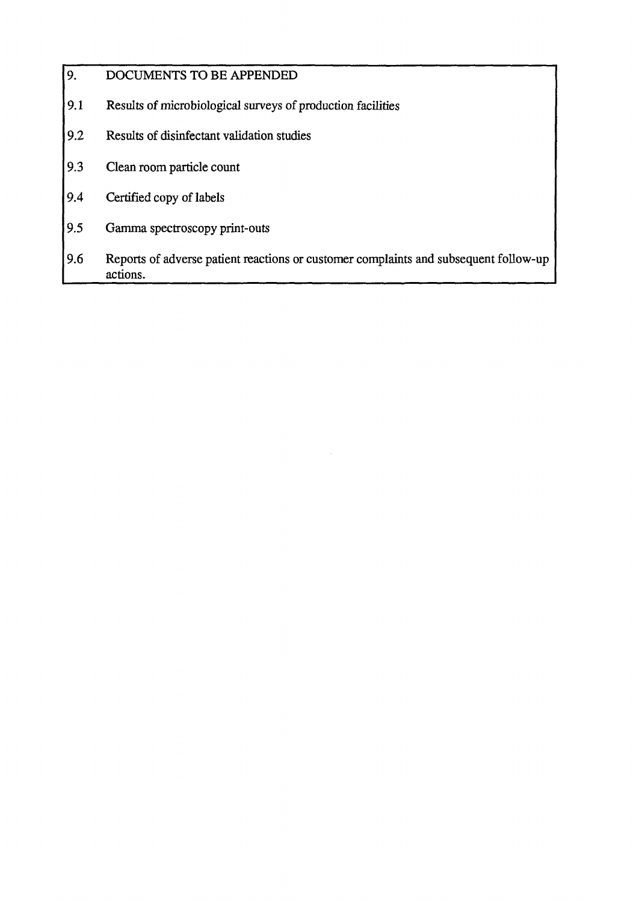## 9. DOCUMENTS TO BE APPENDED

9.1 Results of microbiological surveys of production facilities

9.2 Results of disinfectant validation studies

9.3 Clean room particle count

9.4 Certified copy of labels

9.5 Gamma spectroscopy print-outs

9.6 Reports of adverse patient reactions or customer complaints and subsequent follow-up actions.